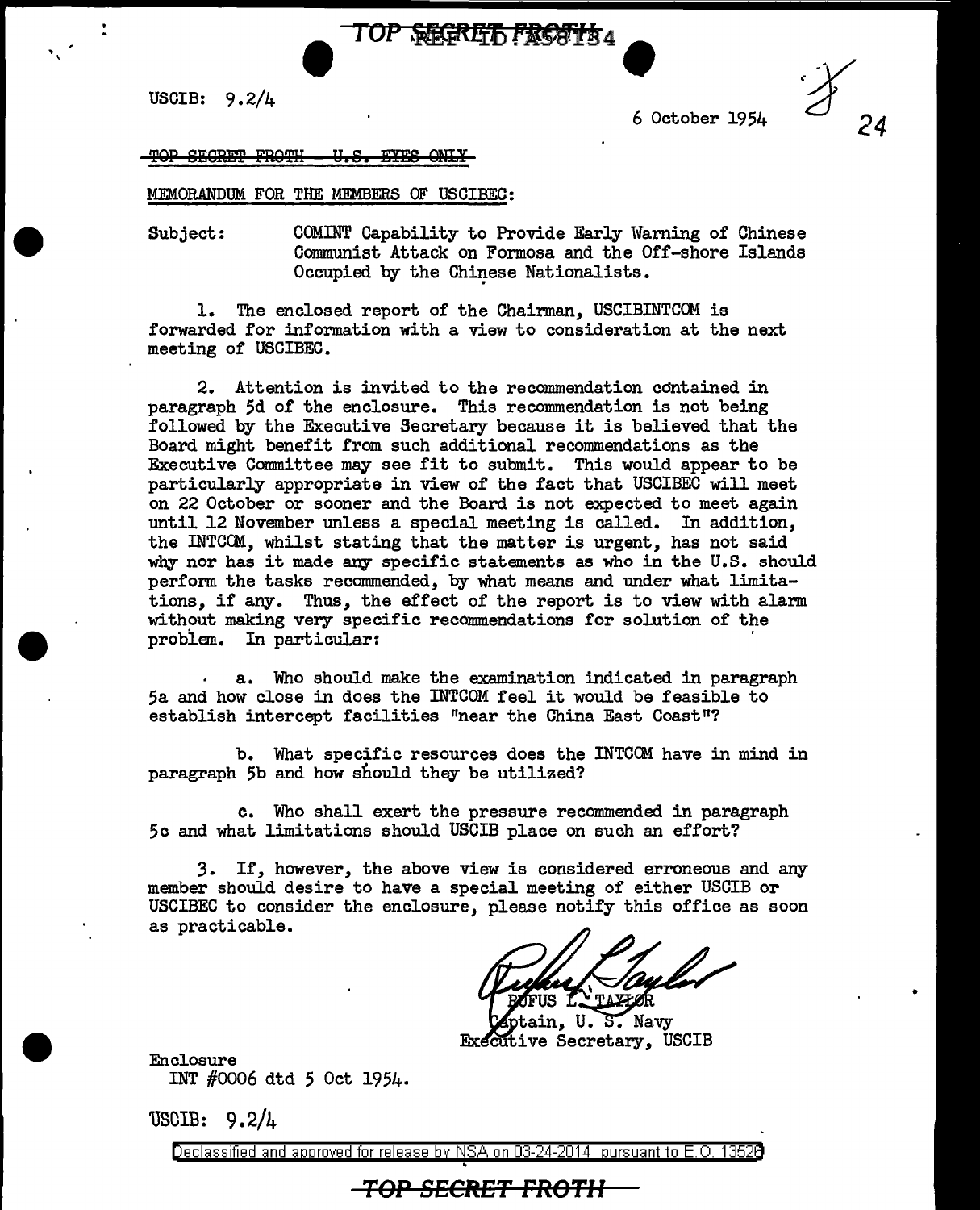TOP SECRET FROTH

USCIB: 9.2/4

6 October 1954

24

~~TOP SECRET FROTH - U.S. EYES ONLY~~

MEMORANDUM FOR THE MEMBERS OF USCIBEC:

Subject: COMINT Capability to Provide Early Warning of Chinese Communist Attack on Formosa and the Off-shore Islands Occupied by the Chinese Nationalists.

1. The enclosed report of the Chairman, USCIBINTCOM is forwarded for information with a view to consideration at the next meeting of USCIBEC.

2. Attention is invited to the recommendation contained in paragraph 5d of the enclosure. This recommendation is not being followed by the Executive Secretary because it is believed that the Board might benefit from such additional recommendations as the Executive Committee may see fit to submit. This would appear to be particularly appropriate in view of the fact that USCIBEC will meet on 22 October or sooner and the Board is not expected to meet again until 12 November unless a special meeting is called. In addition, the INTCOM, whilst stating that the matter is urgent, has not said why nor has it made any specific statements as who in the U.S. should perform the tasks recommended, by what means and under what limitations, if any. Thus, the effect of the report is to view with alarm without making very specific recommendations for solution of the problem. In particular:

a. Who should make the examination indicated in paragraph 5a and how close in does the INTCOM feel it would be feasible to establish intercept facilities "near the China East Coast"?

b. What specific resources does the INTCOM have in mind in paragraph 5b and how should they be utilized?

c. Who shall exert the pressure recommended in paragraph 5c and what limitations should USCIB place on such an effort?

3. If, however, the above view is considered erroneous and any member should desire to have a special meeting of either USCIB or USCIBEC to consider the enclosure, please notify this office as soon as practicable.

RUFUS L. TAYLOR
Captain, U. S. Navy
Executive Secretary, USCIB

Enclosure
INT #0006 dtd 5 Oct 1954.

USCIB: 9.2/4

Declassified and approved for release by NSA on 03-24-2014 pursuant to E.O. 13526

TOP SECRET FROTH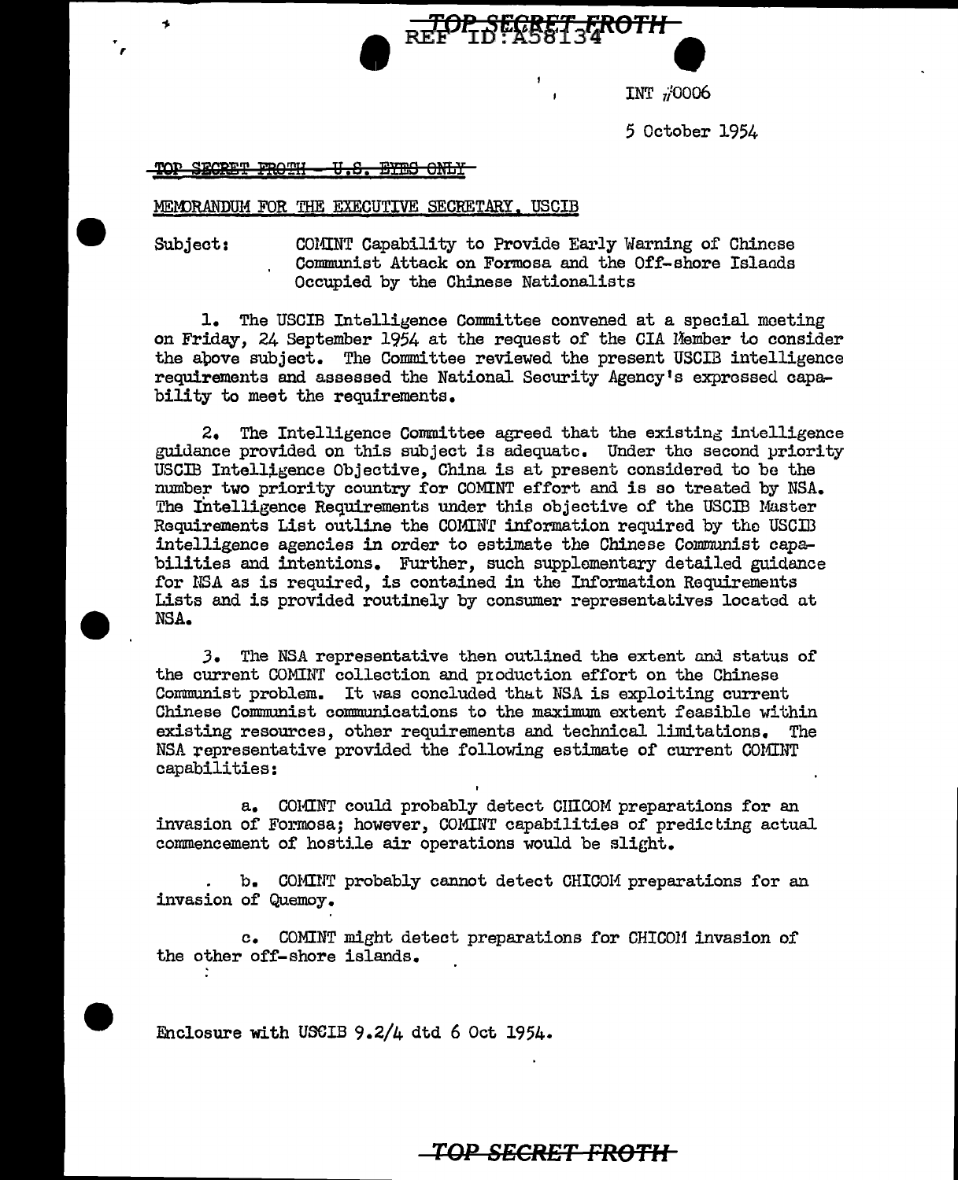INT #0006

5 October 1954

~~TOP SECRET FROTH - U.S. EYES ONLY~~

MEMORANDUM FOR THE EXECUTIVE SECRETARY, USCIB

Subject: COMINT Capability to Provide Early Warning of Chinese Communist Attack on Formosa and the Off-shore Islands Occupied by the Chinese Nationalists

1. The USCIB Intelligence Committee convened at a special meeting on Friday, 24 September 1954 at the request of the CIA Member to consider the above subject. The Committee reviewed the present USCIB intelligence requirements and assessed the National Security Agency's expressed capability to meet the requirements.

2. The Intelligence Committee agreed that the existing intelligence guidance provided on this subject is adequate. Under the second priority USCIB Intelligence Objective, China is at present considered to be the number two priority country for COMINT effort and is so treated by NSA. The Intelligence Requirements under this objective of the USCIB Master Requirements List outline the COMINT information required by the USCIB intelligence agencies in order to estimate the Chinese Communist capabilities and intentions. Further, such supplementary detailed guidance for NSA as is required, is contained in the Information Requirements Lists and is provided routinely by consumer representatives located at NSA.

3. The NSA representative then outlined the extent and status of the current COMINT collection and production effort on the Chinese Communist problem. It was concluded that NSA is exploiting current Chinese Communist communications to the maximum extent feasible within existing resources, other requirements and technical limitations. The NSA representative provided the following estimate of current COMINT capabilities:

a. COMINT could probably detect CHICOM preparations for an invasion of Formosa; however, COMINT capabilities of predicting actual commencement of hostile air operations would be slight.

b. COMINT probably cannot detect CHICOM preparations for an invasion of Quemoy.

c. COMINT might detect preparations for CHICOM invasion of the other off-shore islands.

Enclosure with USCIB 9.2/4 dtd 6 Oct 1954.

~~TOP SECRET FROTH~~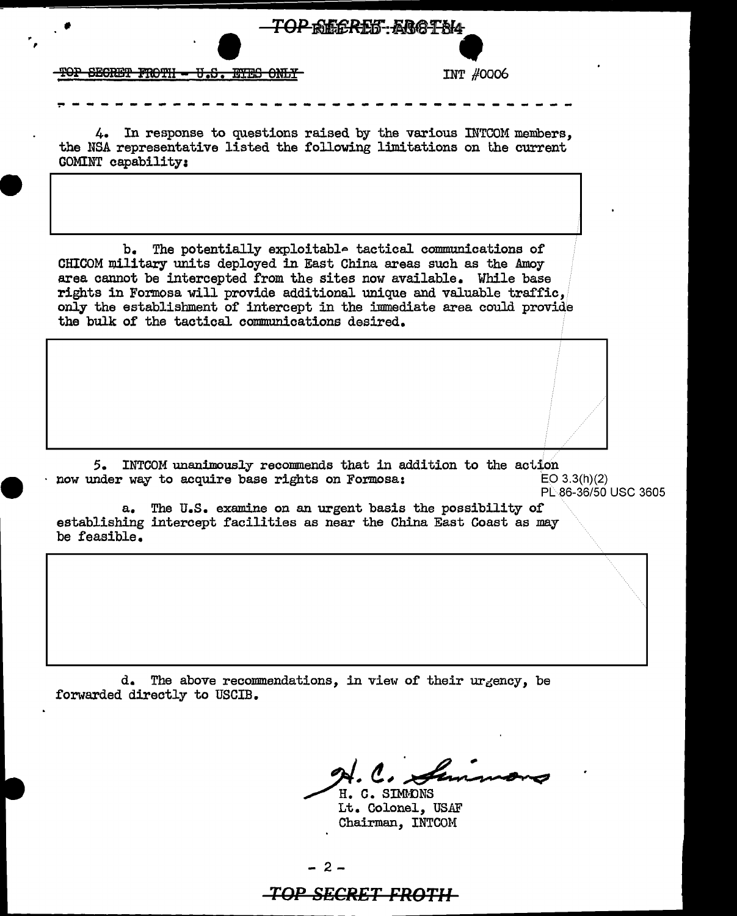TOP SECRET FROTH - U.S. EYES ONLY INT #0006

- - - - - - - - - - - - - - - - - - - - - - - - - - - - - - - - - - - - - -

4. In response to questions raised by the various INTCOM members, the NSA representative listed the following limitations on the current COMINT capability:

b. The potentially exploitable tactical communications of CHICOM military units deployed in East China areas such as the Amoy area cannot be intercepted from the sites now available. While base rights in Formosa will provide additional unique and valuable traffic, only the establishment of intercept in the immediate area could provide the bulk of the tactical communications desired.

5. INTCOM unanimously recommends that in addition to the action now under way to acquire base rights on Formosa:

EO 3.3(h)(2)
PL 86-36/50 USC 3605

a. The U.S. examine on an urgent basis the possibility of establishing intercept facilities as near the China East Coast as may be feasible.

d. The above recommendations, in view of their urgency, be forwarded directly to USCIB.

H. C. Simmons

H. C. SIMMONS
Lt. Colonel, USAF
Chairman, INTCOM

TOP SECRET FROTH